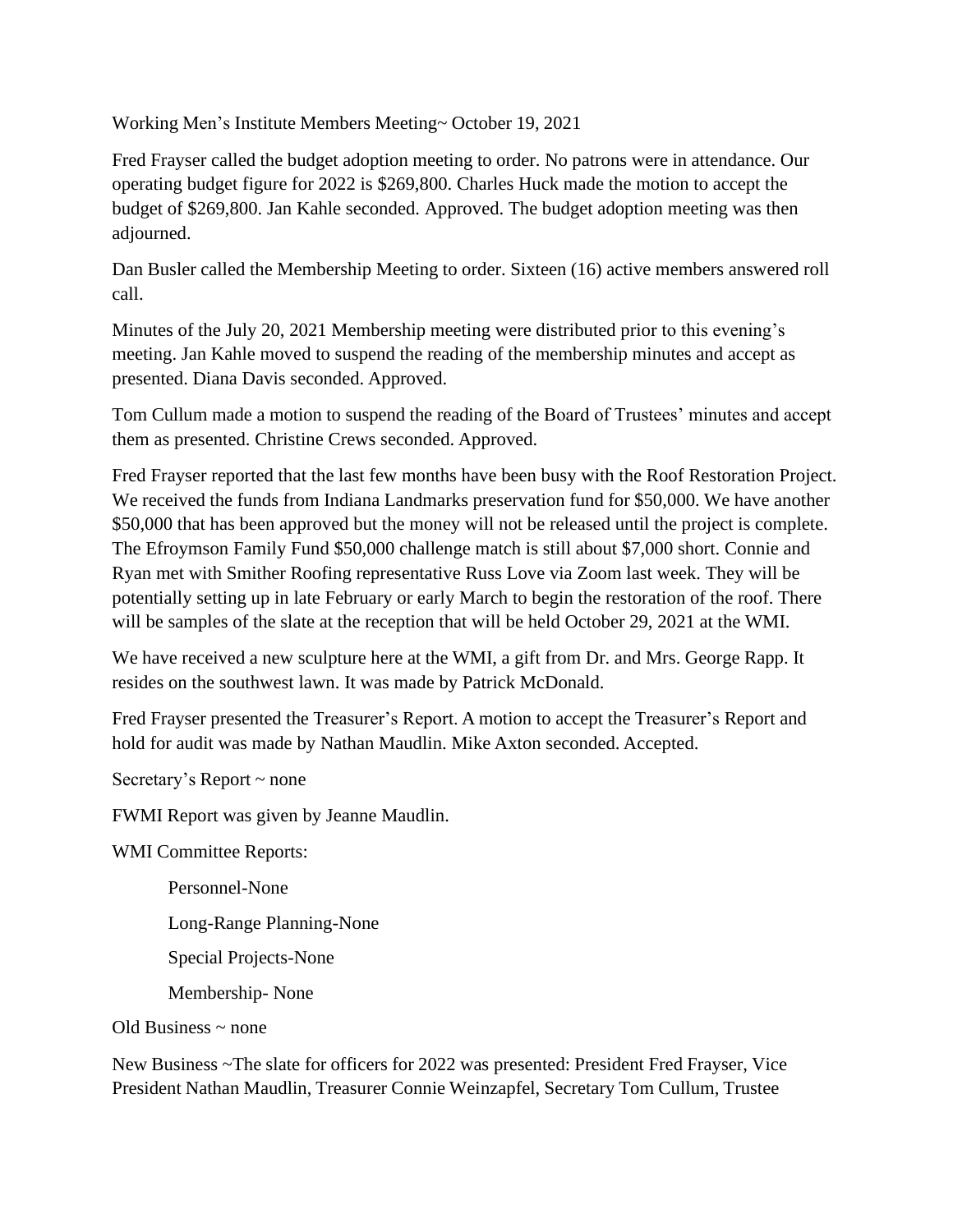Working Men's Institute Members Meeting~ October 19, 2021

Fred Frayser called the budget adoption meeting to order. No patrons were in attendance. Our operating budget figure for 2022 is $269,800. Charles Huck made the motion to accept the budget of $269,800. Jan Kahle seconded. Approved. The budget adoption meeting was then adjourned.

Dan Busler called the Membership Meeting to order. Sixteen (16) active members answered roll call.

Minutes of the July 20, 2021 Membership meeting were distributed prior to this evening's meeting. Jan Kahle moved to suspend the reading of the membership minutes and accept as presented. Diana Davis seconded. Approved.

Tom Cullum made a motion to suspend the reading of the Board of Trustees' minutes and accept them as presented. Christine Crews seconded. Approved.

Fred Frayser reported that the last few months have been busy with the Roof Restoration Project. We received the funds from Indiana Landmarks preservation fund for $50,000. We have another $50,000 that has been approved but the money will not be released until the project is complete. The Efroymson Family Fund $50,000 challenge match is still about $7,000 short. Connie and Ryan met with Smither Roofing representative Russ Love via Zoom last week. They will be potentially setting up in late February or early March to begin the restoration of the roof. There will be samples of the slate at the reception that will be held October 29, 2021 at the WMI.

We have received a new sculpture here at the WMI, a gift from Dr. and Mrs. George Rapp. It resides on the southwest lawn. It was made by Patrick McDonald.

Fred Frayser presented the Treasurer's Report. A motion to accept the Treasurer's Report and hold for audit was made by Nathan Maudlin. Mike Axton seconded. Accepted.

Secretary's Report ~ none

FWMI Report was given by Jeanne Maudlin.

WMI Committee Reports:

- Personnel-None
- Long-Range Planning-None
- Special Projects-None
- Membership- None

Old Business ~ none

New Business ~The slate for officers for 2022 was presented: President Fred Frayser, Vice President Nathan Maudlin, Treasurer Connie Weinzapfel, Secretary Tom Cullum, Trustee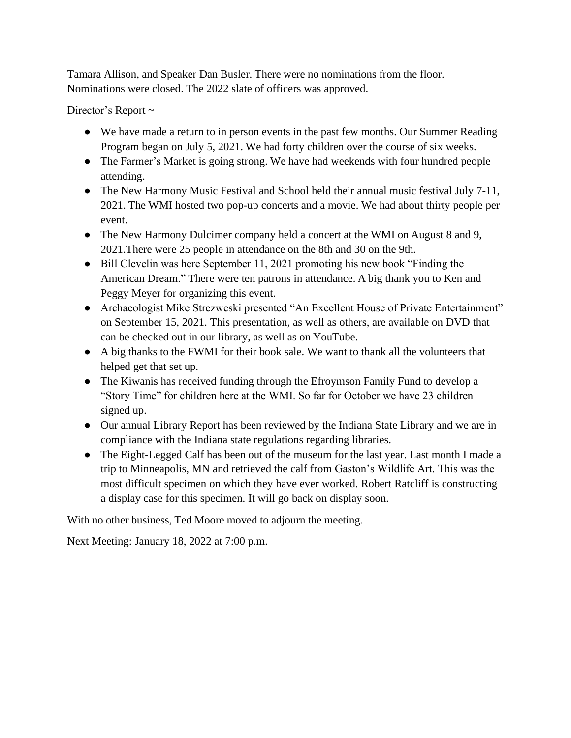Tamara Allison, and Speaker Dan Busler. There were no nominations from the floor. Nominations were closed. The 2022 slate of officers was approved.

Director's Report ~

- We have made a return to in person events in the past few months. Our Summer Reading Program began on July 5, 2021. We had forty children over the course of six weeks.
- The Farmer's Market is going strong. We have had weekends with four hundred people attending.
- The New Harmony Music Festival and School held their annual music festival July 7-11, 2021. The WMI hosted two pop-up concerts and a movie. We had about thirty people per event.
- The New Harmony Dulcimer company held a concert at the WMI on August 8 and 9, 2021.There were 25 people in attendance on the 8th and 30 on the 9th.
- Bill Clevelin was here September 11, 2021 promoting his new book "Finding the American Dream." There were ten patrons in attendance. A big thank you to Ken and Peggy Meyer for organizing this event.
- Archaeologist Mike Strezweski presented "An Excellent House of Private Entertainment" on September 15, 2021. This presentation, as well as others, are available on DVD that can be checked out in our library, as well as on YouTube.
- A big thanks to the FWMI for their book sale. We want to thank all the volunteers that helped get that set up.
- The Kiwanis has received funding through the Efroymson Family Fund to develop a "Story Time" for children here at the WMI. So far for October we have 23 children signed up.
- Our annual Library Report has been reviewed by the Indiana State Library and we are in compliance with the Indiana state regulations regarding libraries.
- The Eight-Legged Calf has been out of the museum for the last year. Last month I made a trip to Minneapolis, MN and retrieved the calf from Gaston's Wildlife Art. This was the most difficult specimen on which they have ever worked. Robert Ratcliff is constructing a display case for this specimen. It will go back on display soon.

With no other business, Ted Moore moved to adjourn the meeting.

Next Meeting: January 18, 2022 at 7:00 p.m.